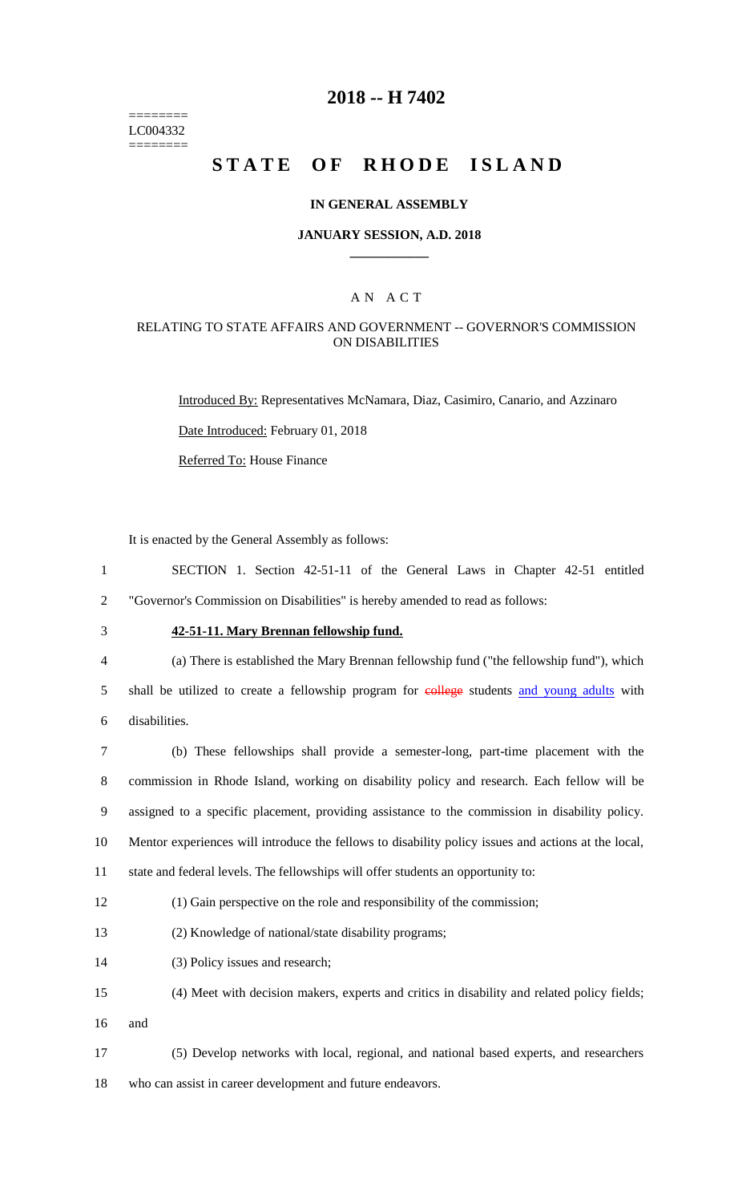========
LC004332
========

# 2018 -- H 7402

# STATE OF RHODE ISLAND

## IN GENERAL ASSEMBLY

## JANUARY SESSION, A.D. 2018

### A N A C T

### RELATING TO STATE AFFAIRS AND GOVERNMENT -- GOVERNOR'S COMMISSION ON DISABILITIES

Introduced By: Representatives McNamara, Diaz, Casimiro, Canario, and Azzinaro

Date Introduced: February 01, 2018

Referred To: House Finance

It is enacted by the General Assembly as follows:

1 SECTION 1. Section 42-51-11 of the General Laws in Chapter 42-51 entitled
2 "Governor's Commission on Disabilities" is hereby amended to read as follows:

3 **42-51-11. Mary Brennan fellowship fund.**

4 (a) There is established the Mary Brennan fellowship fund ("the fellowship fund"), which
5 shall be utilized to create a fellowship program for ~~college~~ students and young adults with
6 disabilities.

7 (b) These fellowships shall provide a semester-long, part-time placement with the
8 commission in Rhode Island, working on disability policy and research. Each fellow will be
9 assigned to a specific placement, providing assistance to the commission in disability policy.
10 Mentor experiences will introduce the fellows to disability policy issues and actions at the local,
11 state and federal levels. The fellowships will offer students an opportunity to:

12 (1) Gain perspective on the role and responsibility of the commission;

13 (2) Knowledge of national/state disability programs;

14 (3) Policy issues and research;

15 (4) Meet with decision makers, experts and critics in disability and related policy fields;
16 and

17 (5) Develop networks with local, regional, and national based experts, and researchers
18 who can assist in career development and future endeavors.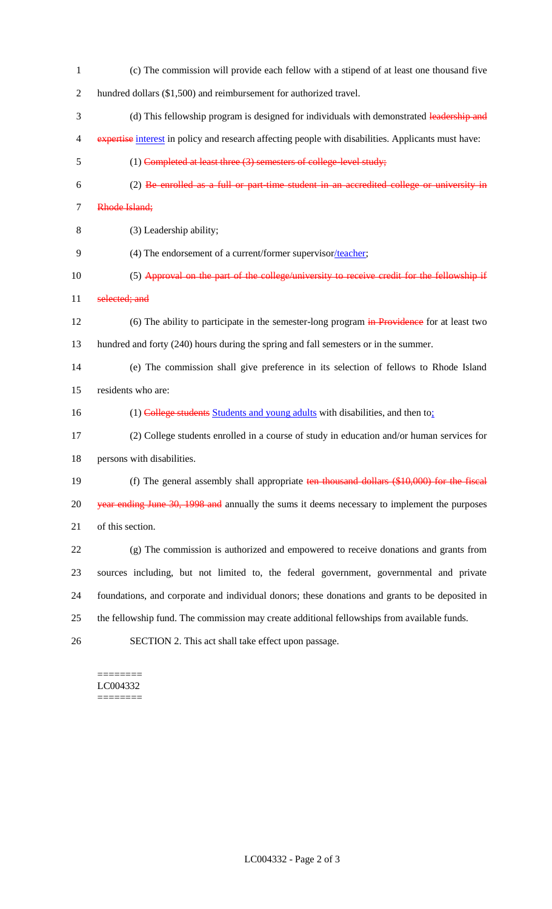(c) The commission will provide each fellow with a stipend of at least one thousand five hundred dollars ($1,500) and reimbursement for authorized travel.

(d) This fellowship program is designed for individuals with demonstrated ~~leadership and expertise~~ interest in policy and research affecting people with disabilities. Applicants must have:

(1) ~~Completed at least three (3) semesters of college-level study;~~

(2) ~~Be enrolled as a full or part-time student in an accredited college or university in Rhode Island;~~

(3) Leadership ability;

(4) The endorsement of a current/former supervisor/teacher;

(5) ~~Approval on the part of the college/university to receive credit for the fellowship if selected; and~~

(6) The ability to participate in the semester-long program ~~in Providence~~ for at least two hundred and forty (240) hours during the spring and fall semesters or in the summer.

(e) The commission shall give preference in its selection of fellows to Rhode Island residents who are:

(1) ~~College students~~ Students and young adults with disabilities, and then to;

(2) College students enrolled in a course of study in education and/or human services for persons with disabilities.

(f) The general assembly shall appropriate ~~ten thousand dollars ($10,000) for the fiscal year ending June 30, 1998 and~~ annually the sums it deems necessary to implement the purposes of this section.

(g) The commission is authorized and empowered to receive donations and grants from sources including, but not limited to, the federal government, governmental and private foundations, and corporate and individual donors; these donations and grants to be deposited in the fellowship fund. The commission may create additional fellowships from available funds.

SECTION 2. This act shall take effect upon passage.

========
LC004332
========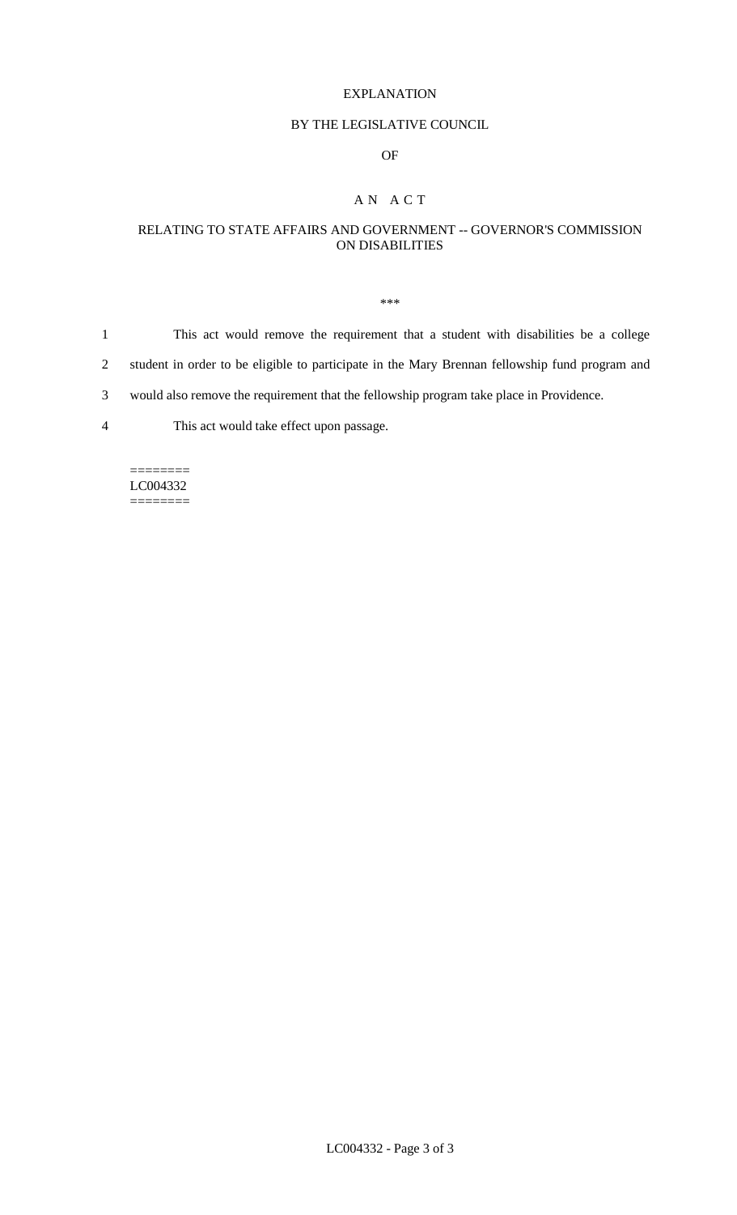EXPLANATION

BY THE LEGISLATIVE COUNCIL

OF

A N A C T

RELATING TO STATE AFFAIRS AND GOVERNMENT -- GOVERNOR'S COMMISSION ON DISABILITIES

\*\*\*

1 This act would remove the requirement that a student with disabilities be a college
2 student in order to be eligible to participate in the Mary Brennan fellowship fund program and
3 would also remove the requirement that the fellowship program take place in Providence.
4 This act would take effect upon passage.

========
LC004332
========